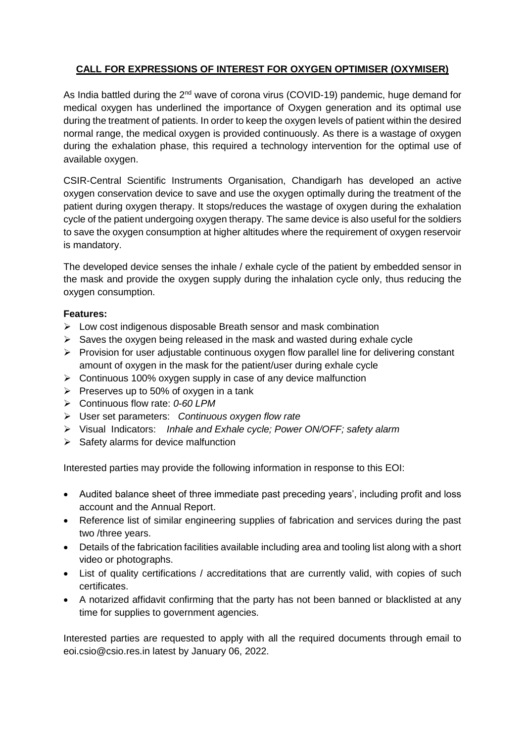# **CALL FOR EXPRESSIONS OF INTEREST FOR OXYGEN OPTIMISER (OXYMISER)**

As India battled during the 2nd wave of corona virus (COVID-19) pandemic, huge demand for medical oxygen has underlined the importance of Oxygen generation and its optimal use during the treatment of patients. In order to keep the oxygen levels of patient within the desired normal range, the medical oxygen is provided continuously. As there is a wastage of oxygen during the exhalation phase, this required a technology intervention for the optimal use of available oxygen.

CSIR-Central Scientific Instruments Organisation, Chandigarh has developed an active oxygen conservation device to save and use the oxygen optimally during the treatment of the patient during oxygen therapy. It stops/reduces the wastage of oxygen during the exhalation cycle of the patient undergoing oxygen therapy. The same device is also useful for the soldiers to save the oxygen consumption at higher altitudes where the requirement of oxygen reservoir is mandatory.

The developed device senses the inhale / exhale cycle of the patient by embedded sensor in the mask and provide the oxygen supply during the inhalation cycle only, thus reducing the oxygen consumption.

**Features:**

- Low cost indigenous disposable Breath sensor and mask combination
- Saves the oxygen being released in the mask and wasted during exhale cycle
- Provision for user adjustable continuous oxygen flow parallel line for delivering constant amount of oxygen in the mask for the patient/user during exhale cycle
- Continuous 100% oxygen supply in case of any device malfunction
- Preserves up to 50% of oxygen in a tank
- Continuous flow rate: *0-60 LPM*
- User set parameters: *Continuous oxygen flow rate*
- Visual Indicators: *Inhale and Exhale cycle; Power ON/OFF; safety alarm*
- Safety alarms for device malfunction

Interested parties may provide the following information in response to this EOI:

- Audited balance sheet of three immediate past preceding years', including profit and loss account and the Annual Report.
- Reference list of similar engineering supplies of fabrication and services during the past two /three years.
- Details of the fabrication facilities available including area and tooling list along with a short video or photographs.
- List of quality certifications / accreditations that are currently valid, with copies of such certificates.
- A notarized affidavit confirming that the party has not been banned or blacklisted at any time for supplies to government agencies.

Interested parties are requested to apply with all the required documents through email to eoi.csio@csio.res.in latest by January 06, 2022.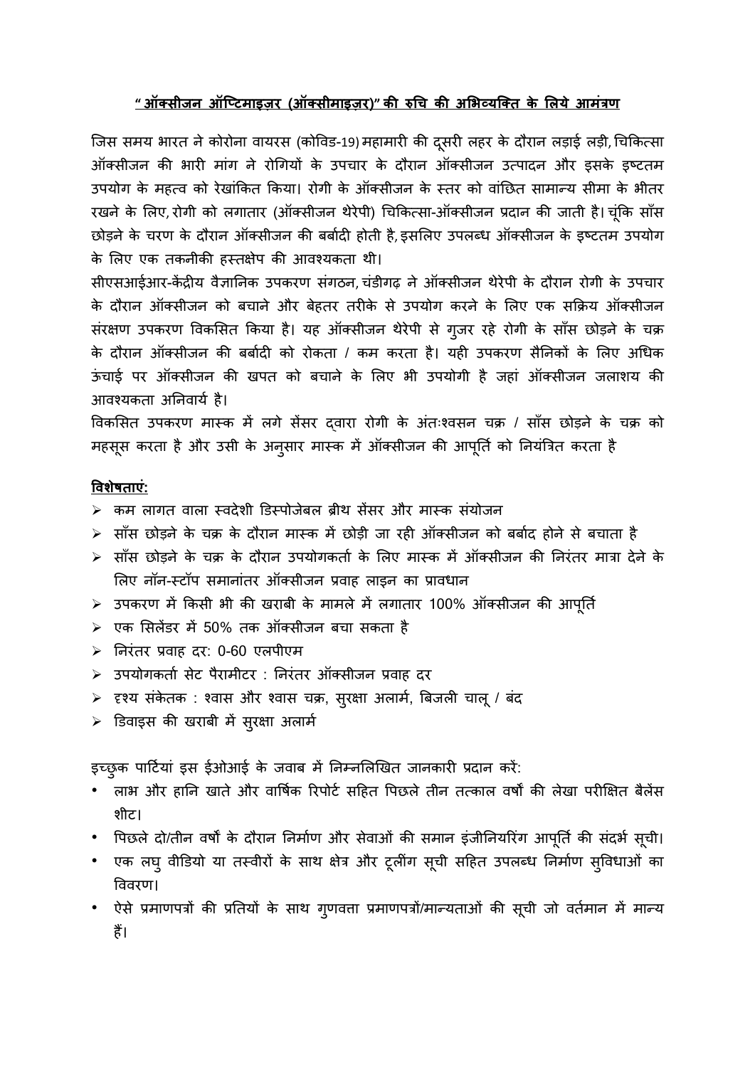**"ऑक्सीजन ऑप्टिमाइज़र (ऑक्सीमाइज़र)" की रुचि की अभिव्यक्ति के लिये आमंत्रण**

जिस समय भारत ने कोरोना वायरस (कोविड-19) महामारी की दूसरी लहर के दौरान लड़ाई लड़ी, चिकित्सा ऑक्सीजन की भारी मांग ने रोगियों के उपचार के दौरान ऑक्सीजन उत्पादन और इसके इष्टतम उपयोग के महत्व को रेखांकित किया। रोगी के ऑक्सीजन के स्तर को वांछित सामान्य सीमा के भीतर रखने के लिए, रोगी को लगातार (ऑक्सीजन थेरेपी) चिकित्सा-ऑक्सीजन प्रदान की जाती है। चूंकि साँस छोड़ने के चरण के दौरान ऑक्सीजन की बर्बादी होती है, इसलिए उपलब्ध ऑक्सीजन के इष्टतम उपयोग के लिए एक तकनीकी हस्तक्षेप की आवश्यकता थी।

सीएसआईआर-केंद्रीय वैज्ञानिक उपकरण संगठन, चंडीगढ़ ने ऑक्सीजन थेरेपी के दौरान रोगी के उपचार के दौरान ऑक्सीजन को बचाने और बेहतर तरीके से उपयोग करने के लिए एक सक्रिय ऑक्सीजन संरक्षण उपकरण विकसित किया है। यह ऑक्सीजन थेरेपी से गुजर रहे रोगी के साँस छोड़ने के चक्र के दौरान ऑक्सीजन की बर्बादी को रोकता / कम करता है। यही उपकरण सैनिकों के लिए अधिक ऊंचाई पर ऑक्सीजन की खपत को बचाने के लिए भी उपयोगी है जहां ऑक्सीजन जलाशय की आवश्यकता अनिवार्य है।

विकसित उपकरण मास्क में लगे सेंसर द्वारा रोगी के अंतःश्वसन चक्र / साँस छोड़ने के चक्र को महसूस करता है और उसी के अनुसार मास्क में ऑक्सीजन की आपूर्ति को नियंत्रित करता है

**विशेषताएं:**

- कम लागत वाला स्वदेशी डिस्पोजेबल ब्रीथ सेंसर और मास्क संयोजन
- साँस छोड़ने के चक्र के दौरान मास्क में छोड़ी जा रही ऑक्सीजन को बर्बाद होने से बचाता है
- साँस छोड़ने के चक्र के दौरान उपयोगकर्ता के लिए मास्क में ऑक्सीजन की निरंतर मात्रा देने के लिए नॉन-स्टॉप समानांतर ऑक्सीजन प्रवाह लाइन का प्रावधान
- उपकरण में किसी भी की खराबी के मामले में लगातार 100% ऑक्सीजन की आपूर्ति
- एक सिलेंडर में 50% तक ऑक्सीजन बचा सकता है
- निरंतर प्रवाह दर: 0-60 एलपीएम
- उपयोगकर्ता सेट पैरामीटर : निरंतर ऑक्सीजन प्रवाह दर
- दृश्य संकेतक : श्वास और श्वास चक्र, सुरक्षा अलार्म, बिजली चालू / बंद
- डिवाइस की खराबी में सुरक्षा अलार्म

इच्छुक पार्टियां इस ईओआई के जवाब में निम्नलिखित जानकारी प्रदान करें:

- लाभ और हानि खाते और वार्षिक रिपोर्ट सहित पिछले तीन तत्काल वर्षों की लेखा परीक्षित बैलेंस शीट।
- पिछले दो/तीन वर्षों के दौरान निर्माण और सेवाओं की समान इंजीनियरिंग आपूर्ति की संदर्भ सूची।
- एक लघु वीडियो या तस्वीरों के साथ क्षेत्र और टूलींग सूची सहित उपलब्ध निर्माण सुविधाओं का विवरण।
- ऐसे प्रमाणपत्रों की प्रतियों के साथ गुणवत्ता प्रमाणपत्रों/मान्यताओं की सूची जो वर्तमान में मान्य हैं।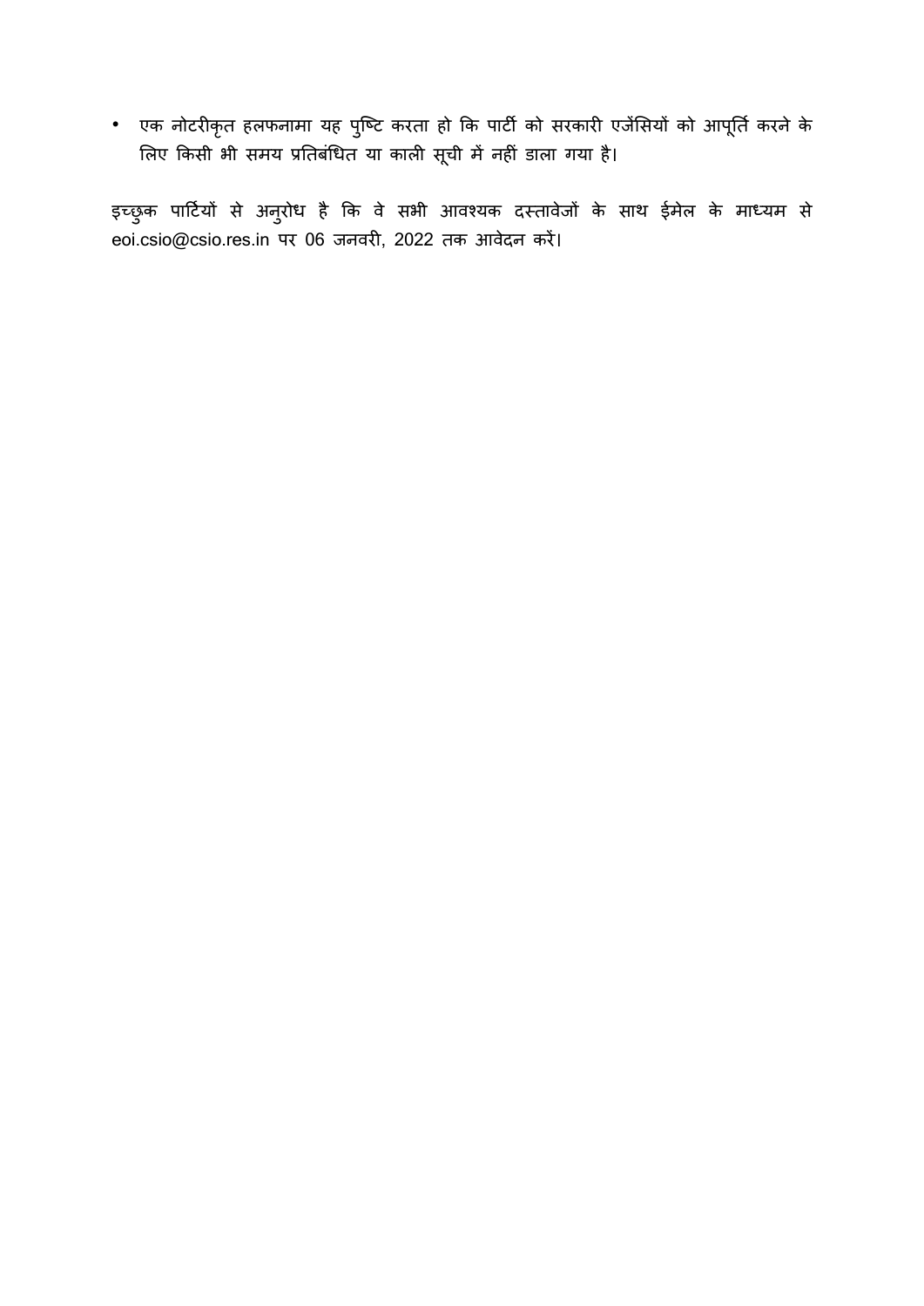- एक नोटरीकृत हलफनामा यह पुष्टि करता हो कि पार्टी को सरकारी एजेंसियों को आपूर्ति करने के लिए किसी भी समय प्रतिबंधित या काली सूची में नहीं डाला गया है।

इच्छुक पार्टियों से अनुरोध है कि वे सभी आवश्यक दस्तावेजों के साथ ईमेल के माध्यम से eoi.csio@csio.res.in पर 06 जनवरी, 2022 तक आवेदन करें।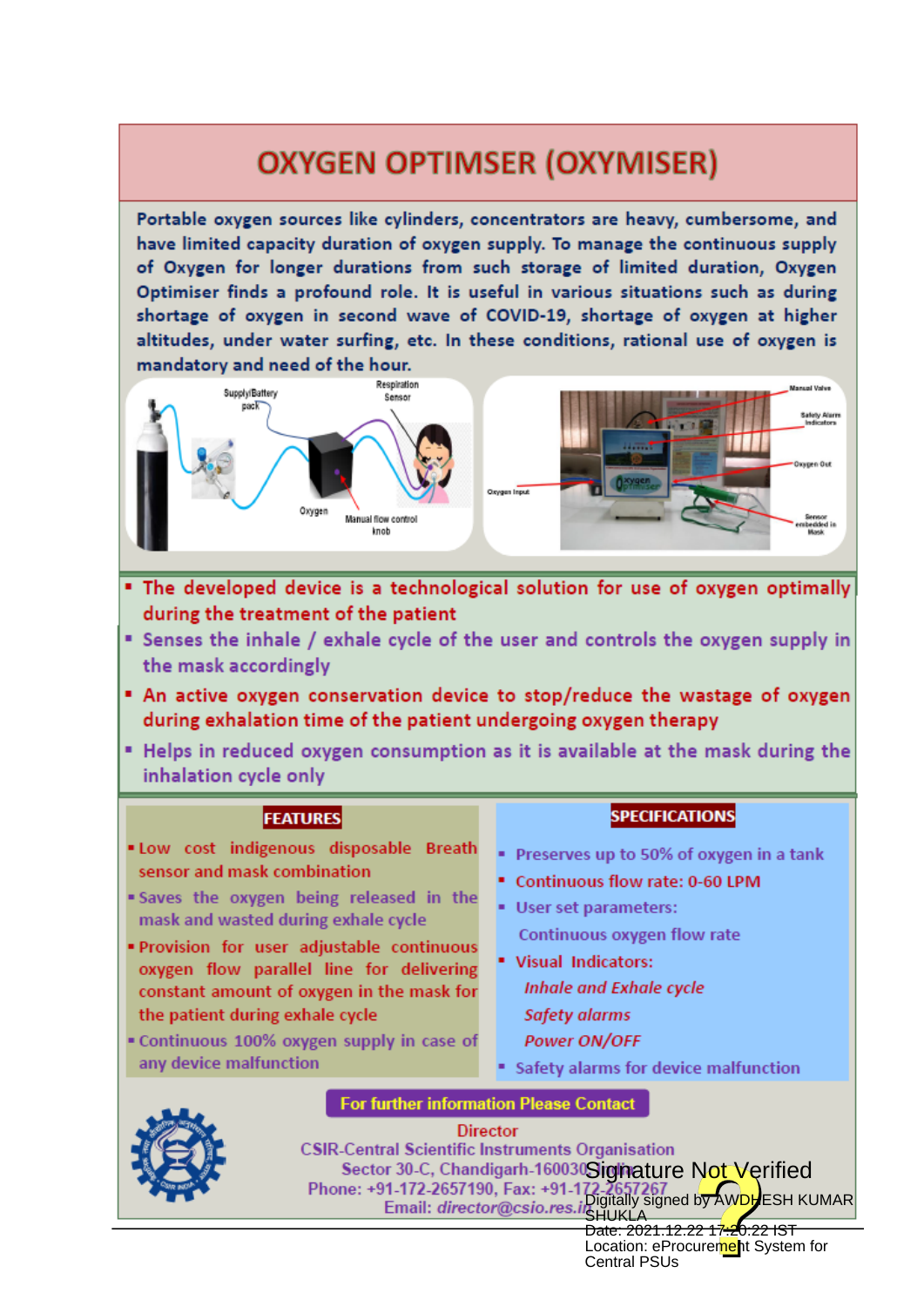# OXYGEN OPTIMSER (OXYMISER)

Portable oxygen sources like cylinders, concentrators are heavy, cumbersome, and have limited capacity duration of oxygen supply. To manage the continuous supply of Oxygen for longer durations from such storage of limited duration, Oxygen Optimiser finds a profound role. It is useful in various situations such as during shortage of oxygen in second wave of COVID-19, shortage of oxygen at higher altitudes, under water surfing, etc. In these conditions, rational use of oxygen is mandatory and need of the hour.

Supply/Battery pack
Respiration Sensor
Oxygen
Manual flow control knob

Manual Valve
Safety Alarm Indicators
Oxygen Out
Oxygen Input
Sensor embedded in Mask

- The developed device is a technological solution for use of oxygen optimally during the treatment of the patient
- Senses the inhale / exhale cycle of the user and controls the oxygen supply in the mask accordingly
- An active oxygen conservation device to stop/reduce the wastage of oxygen during exhalation time of the patient undergoing oxygen therapy
- Helps in reduced oxygen consumption as it is available at the mask during the inhalation cycle only

## FEATURES

- Low cost indigenous disposable Breath sensor and mask combination
- Saves the oxygen being released in the mask and wasted during exhale cycle
- Provision for user adjustable continuous oxygen flow parallel line for delivering constant amount of oxygen in the mask for the patient during exhale cycle
- Continuous 100% oxygen supply in case of any device malfunction

## SPECIFICATIONS

- Preserves up to 50% of oxygen in a tank
- Continuous flow rate: 0-60 LPM
- User set parameters:
  Continuous oxygen flow rate
- Visual Indicators:
  *Inhale and Exhale cycle*
  *Safety alarms*
  *Power ON/OFF*
- Safety alarms for device malfunction

**For further information Please Contact**

Director
CSIR-Central Scientific Instruments Organisation
Sector 30-C, Chandigarh-160030 (India)
Phone: +91-172-2657190, Fax: +91-172-2657267
Email: *director@csio.res.in*

Signature Not Verified
Digitally signed by AWDHESH KUMAR SHUKLA
Date: 2021.12.22 17:20:22 IST
Location: eProcurement System for Central PSUs